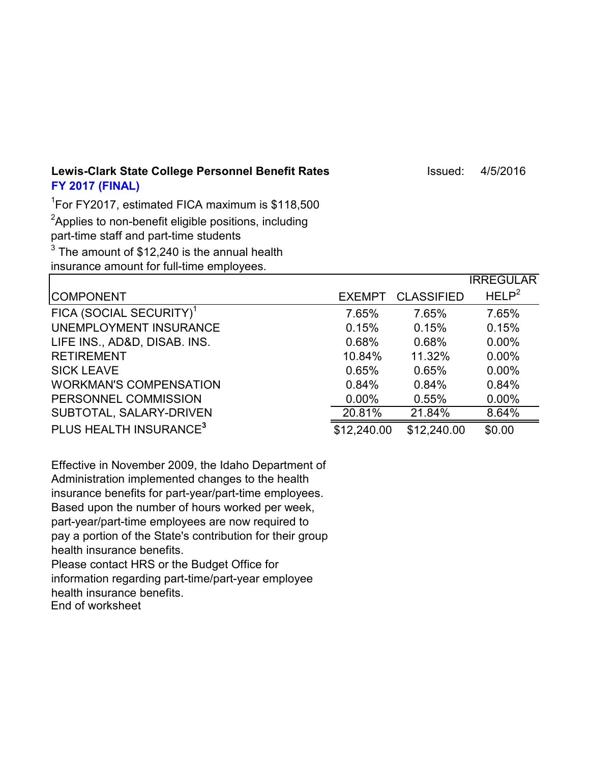**Lewis-Clark State College Personnel Benefit Rates** Issued: 4/5/2016

**FY 2017 (FINAL)**

[1]For FY2017, estimated FICA maximum is $118,500

[2]Applies to non-benefit eligible positions, including part-time staff and part-time students

[3] The amount of $12,240 is the annual health insurance amount for full-time employees.

| COMPONENT | EXEMPT | CLASSIFIED | IRREGULAR HELP[2] |
|---|---|---|---|
| FICA (SOCIAL SECURITY)[1] | 7.65% | 7.65% | 7.65% |
| UNEMPLOYMENT INSURANCE | 0.15% | 0.15% | 0.15% |
| LIFE INS., AD&D, DISAB. INS. | 0.68% | 0.68% | 0.00% |
| RETIREMENT | 10.84% | 11.32% | 0.00% |
| SICK LEAVE | 0.65% | 0.65% | 0.00% |
| WORKMAN'S COMPENSATION | 0.84% | 0.84% | 0.84% |
| PERSONNEL COMMISSION | 0.00% | 0.55% | 0.00% |
| SUBTOTAL, SALARY-DRIVEN | 20.81% | 21.84% | 8.64% |
| PLUS HEALTH INSURANCE[3] | $12,240.00 | $12,240.00 | $0.00 |

Effective in November 2009, the Idaho Department of Administration implemented changes to the health insurance benefits for part-year/part-time employees. Based upon the number of hours worked per week, part-year/part-time employees are now required to pay a portion of the State's contribution for their group health insurance benefits.

Please contact HRS or the Budget Office for information regarding part-time/part-year employee health insurance benefits.

End of worksheet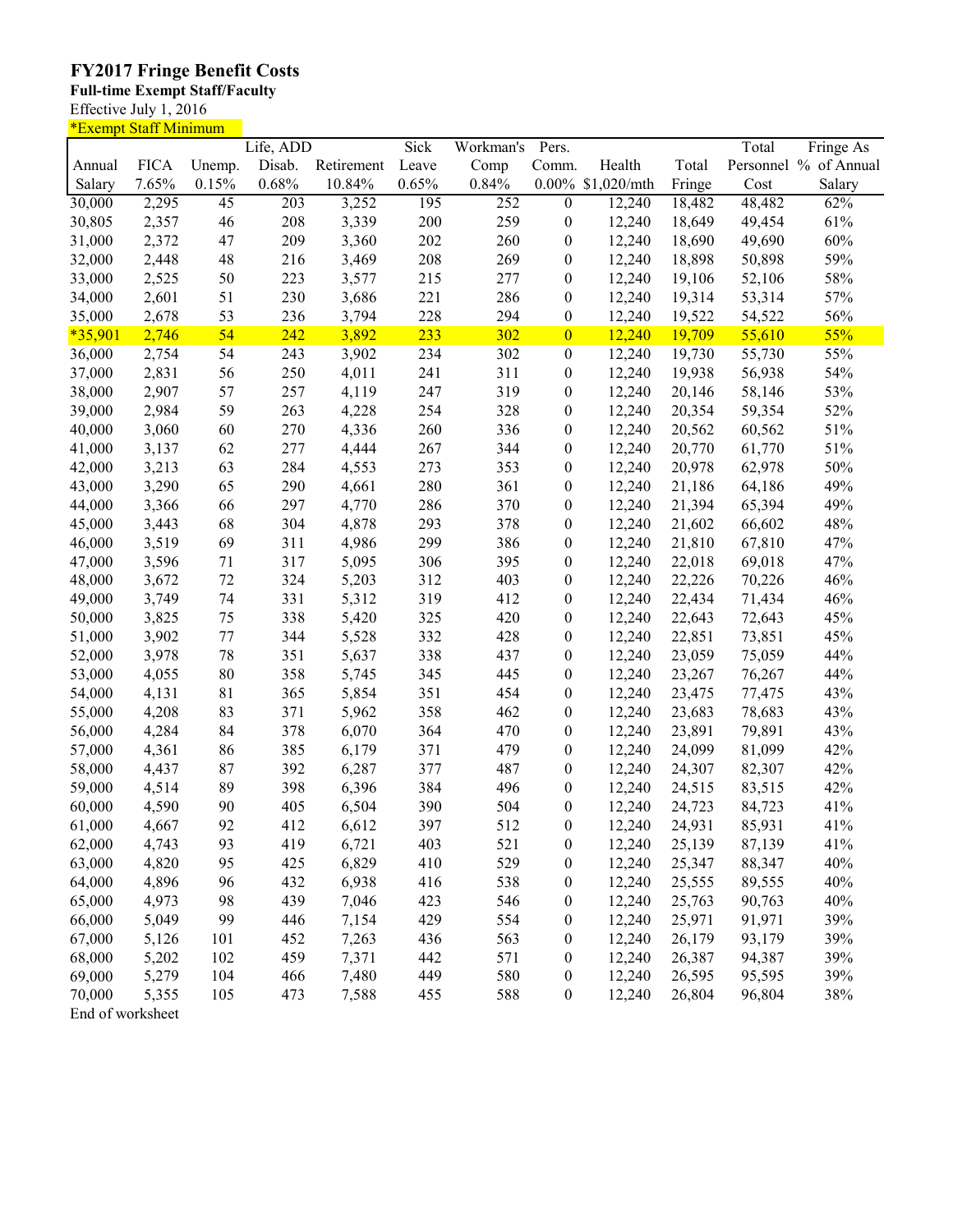# FY2017 Fringe Benefit Costs

**Full-time Exempt Staff/Faculty**

Effective July 1, 2016

*Exempt Staff Minimum

| Annual Salary | FICA 7.65% | Unemp. 0.15% | Life, ADD Disab. 0.68% | Retirement 10.84% | Sick Leave 0.65% | Workman's Comp 0.84% | Pers. Comm. 0.00% | Health $1,020/mth | Total Fringe | Total Personnel Cost | Fringe As % of Annual Salary |
|---|---|---|---|---|---|---|---|---|---|---|---|
| 30,000 | 2,295 | 45 | 203 | 3,252 | 195 | 252 | 0 | 12,240 | 18,482 | 48,482 | 62% |
| 30,805 | 2,357 | 46 | 208 | 3,339 | 200 | 259 | 0 | 12,240 | 18,649 | 49,454 | 61% |
| 31,000 | 2,372 | 47 | 209 | 3,360 | 202 | 260 | 0 | 12,240 | 18,690 | 49,690 | 60% |
| 32,000 | 2,448 | 48 | 216 | 3,469 | 208 | 269 | 0 | 12,240 | 18,898 | 50,898 | 59% |
| 33,000 | 2,525 | 50 | 223 | 3,577 | 215 | 277 | 0 | 12,240 | 19,106 | 52,106 | 58% |
| 34,000 | 2,601 | 51 | 230 | 3,686 | 221 | 286 | 0 | 12,240 | 19,314 | 53,314 | 57% |
| 35,000 | 2,678 | 53 | 236 | 3,794 | 228 | 294 | 0 | 12,240 | 19,522 | 54,522 | 56% |
| *35,901 | 2,746 | 54 | 242 | 3,892 | 233 | 302 | 0 | 12,240 | 19,709 | 55,610 | 55% |
| 36,000 | 2,754 | 54 | 243 | 3,902 | 234 | 302 | 0 | 12,240 | 19,730 | 55,730 | 55% |
| 37,000 | 2,831 | 56 | 250 | 4,011 | 241 | 311 | 0 | 12,240 | 19,938 | 56,938 | 54% |
| 38,000 | 2,907 | 57 | 257 | 4,119 | 247 | 319 | 0 | 12,240 | 20,146 | 58,146 | 53% |
| 39,000 | 2,984 | 59 | 263 | 4,228 | 254 | 328 | 0 | 12,240 | 20,354 | 59,354 | 52% |
| 40,000 | 3,060 | 60 | 270 | 4,336 | 260 | 336 | 0 | 12,240 | 20,562 | 60,562 | 51% |
| 41,000 | 3,137 | 62 | 277 | 4,444 | 267 | 344 | 0 | 12,240 | 20,770 | 61,770 | 51% |
| 42,000 | 3,213 | 63 | 284 | 4,553 | 273 | 353 | 0 | 12,240 | 20,978 | 62,978 | 50% |
| 43,000 | 3,290 | 65 | 290 | 4,661 | 280 | 361 | 0 | 12,240 | 21,186 | 64,186 | 49% |
| 44,000 | 3,366 | 66 | 297 | 4,770 | 286 | 370 | 0 | 12,240 | 21,394 | 65,394 | 49% |
| 45,000 | 3,443 | 68 | 304 | 4,878 | 293 | 378 | 0 | 12,240 | 21,602 | 66,602 | 48% |
| 46,000 | 3,519 | 69 | 311 | 4,986 | 299 | 386 | 0 | 12,240 | 21,810 | 67,810 | 47% |
| 47,000 | 3,596 | 71 | 317 | 5,095 | 306 | 395 | 0 | 12,240 | 22,018 | 69,018 | 47% |
| 48,000 | 3,672 | 72 | 324 | 5,203 | 312 | 403 | 0 | 12,240 | 22,226 | 70,226 | 46% |
| 49,000 | 3,749 | 74 | 331 | 5,312 | 319 | 412 | 0 | 12,240 | 22,434 | 71,434 | 46% |
| 50,000 | 3,825 | 75 | 338 | 5,420 | 325 | 420 | 0 | 12,240 | 22,643 | 72,643 | 45% |
| 51,000 | 3,902 | 77 | 344 | 5,528 | 332 | 428 | 0 | 12,240 | 22,851 | 73,851 | 45% |
| 52,000 | 3,978 | 78 | 351 | 5,637 | 338 | 437 | 0 | 12,240 | 23,059 | 75,059 | 44% |
| 53,000 | 4,055 | 80 | 358 | 5,745 | 345 | 445 | 0 | 12,240 | 23,267 | 76,267 | 44% |
| 54,000 | 4,131 | 81 | 365 | 5,854 | 351 | 454 | 0 | 12,240 | 23,475 | 77,475 | 43% |
| 55,000 | 4,208 | 83 | 371 | 5,962 | 358 | 462 | 0 | 12,240 | 23,683 | 78,683 | 43% |
| 56,000 | 4,284 | 84 | 378 | 6,070 | 364 | 470 | 0 | 12,240 | 23,891 | 79,891 | 43% |
| 57,000 | 4,361 | 86 | 385 | 6,179 | 371 | 479 | 0 | 12,240 | 24,099 | 81,099 | 42% |
| 58,000 | 4,437 | 87 | 392 | 6,287 | 377 | 487 | 0 | 12,240 | 24,307 | 82,307 | 42% |
| 59,000 | 4,514 | 89 | 398 | 6,396 | 384 | 496 | 0 | 12,240 | 24,515 | 83,515 | 42% |
| 60,000 | 4,590 | 90 | 405 | 6,504 | 390 | 504 | 0 | 12,240 | 24,723 | 84,723 | 41% |
| 61,000 | 4,667 | 92 | 412 | 6,612 | 397 | 512 | 0 | 12,240 | 24,931 | 85,931 | 41% |
| 62,000 | 4,743 | 93 | 419 | 6,721 | 403 | 521 | 0 | 12,240 | 25,139 | 87,139 | 41% |
| 63,000 | 4,820 | 95 | 425 | 6,829 | 410 | 529 | 0 | 12,240 | 25,347 | 88,347 | 40% |
| 64,000 | 4,896 | 96 | 432 | 6,938 | 416 | 538 | 0 | 12,240 | 25,555 | 89,555 | 40% |
| 65,000 | 4,973 | 98 | 439 | 7,046 | 423 | 546 | 0 | 12,240 | 25,763 | 90,763 | 40% |
| 66,000 | 5,049 | 99 | 446 | 7,154 | 429 | 554 | 0 | 12,240 | 25,971 | 91,971 | 39% |
| 67,000 | 5,126 | 101 | 452 | 7,263 | 436 | 563 | 0 | 12,240 | 26,179 | 93,179 | 39% |
| 68,000 | 5,202 | 102 | 459 | 7,371 | 442 | 571 | 0 | 12,240 | 26,387 | 94,387 | 39% |
| 69,000 | 5,279 | 104 | 466 | 7,480 | 449 | 580 | 0 | 12,240 | 26,595 | 95,595 | 39% |
| 70,000 | 5,355 | 105 | 473 | 7,588 | 455 | 588 | 0 | 12,240 | 26,804 | 96,804 | 38% |

End of worksheet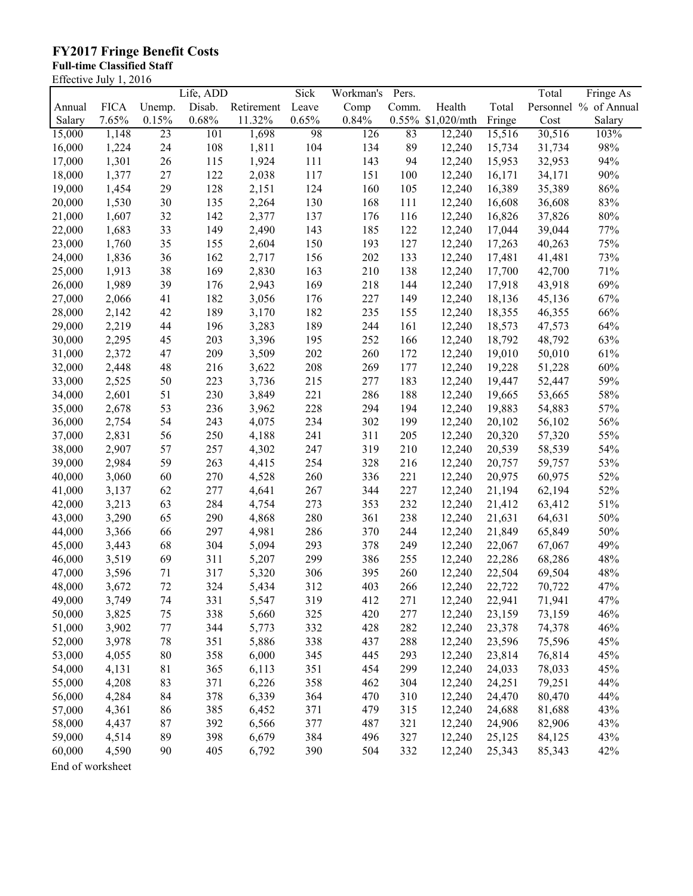# FY2017 Fringe Benefit Costs

**Full-time Classified Staff**

Effective July 1, 2016

| Annual Salary | FICA 7.65% | Unemp. 0.15% | Life, ADD Disab. 0.68% | Retirement 11.32% | Sick Leave 0.65% | Workman's Comp 0.84% | Pers. Comm. 0.55% | Health $1,020/mth | Total Fringe | Total Personnel Cost | Fringe As % of Annual Salary |
|---|---|---|---|---|---|---|---|---|---|---|---|
| 15,000 | 1,148 | 23 | 101 | 1,698 | 98 | 126 | 83 | 12,240 | 15,516 | 30,516 | 103% |
| 16,000 | 1,224 | 24 | 108 | 1,811 | 104 | 134 | 89 | 12,240 | 15,734 | 31,734 | 98% |
| 17,000 | 1,301 | 26 | 115 | 1,924 | 111 | 143 | 94 | 12,240 | 15,953 | 32,953 | 94% |
| 18,000 | 1,377 | 27 | 122 | 2,038 | 117 | 151 | 100 | 12,240 | 16,171 | 34,171 | 90% |
| 19,000 | 1,454 | 29 | 128 | 2,151 | 124 | 160 | 105 | 12,240 | 16,389 | 35,389 | 86% |
| 20,000 | 1,530 | 30 | 135 | 2,264 | 130 | 168 | 111 | 12,240 | 16,608 | 36,608 | 83% |
| 21,000 | 1,607 | 32 | 142 | 2,377 | 137 | 176 | 116 | 12,240 | 16,826 | 37,826 | 80% |
| 22,000 | 1,683 | 33 | 149 | 2,490 | 143 | 185 | 122 | 12,240 | 17,044 | 39,044 | 77% |
| 23,000 | 1,760 | 35 | 155 | 2,604 | 150 | 193 | 127 | 12,240 | 17,263 | 40,263 | 75% |
| 24,000 | 1,836 | 36 | 162 | 2,717 | 156 | 202 | 133 | 12,240 | 17,481 | 41,481 | 73% |
| 25,000 | 1,913 | 38 | 169 | 2,830 | 163 | 210 | 138 | 12,240 | 17,700 | 42,700 | 71% |
| 26,000 | 1,989 | 39 | 176 | 2,943 | 169 | 218 | 144 | 12,240 | 17,918 | 43,918 | 69% |
| 27,000 | 2,066 | 41 | 182 | 3,056 | 176 | 227 | 149 | 12,240 | 18,136 | 45,136 | 67% |
| 28,000 | 2,142 | 42 | 189 | 3,170 | 182 | 235 | 155 | 12,240 | 18,355 | 46,355 | 66% |
| 29,000 | 2,219 | 44 | 196 | 3,283 | 189 | 244 | 161 | 12,240 | 18,573 | 47,573 | 64% |
| 30,000 | 2,295 | 45 | 203 | 3,396 | 195 | 252 | 166 | 12,240 | 18,792 | 48,792 | 63% |
| 31,000 | 2,372 | 47 | 209 | 3,509 | 202 | 260 | 172 | 12,240 | 19,010 | 50,010 | 61% |
| 32,000 | 2,448 | 48 | 216 | 3,622 | 208 | 269 | 177 | 12,240 | 19,228 | 51,228 | 60% |
| 33,000 | 2,525 | 50 | 223 | 3,736 | 215 | 277 | 183 | 12,240 | 19,447 | 52,447 | 59% |
| 34,000 | 2,601 | 51 | 230 | 3,849 | 221 | 286 | 188 | 12,240 | 19,665 | 53,665 | 58% |
| 35,000 | 2,678 | 53 | 236 | 3,962 | 228 | 294 | 194 | 12,240 | 19,883 | 54,883 | 57% |
| 36,000 | 2,754 | 54 | 243 | 4,075 | 234 | 302 | 199 | 12,240 | 20,102 | 56,102 | 56% |
| 37,000 | 2,831 | 56 | 250 | 4,188 | 241 | 311 | 205 | 12,240 | 20,320 | 57,320 | 55% |
| 38,000 | 2,907 | 57 | 257 | 4,302 | 247 | 319 | 210 | 12,240 | 20,539 | 58,539 | 54% |
| 39,000 | 2,984 | 59 | 263 | 4,415 | 254 | 328 | 216 | 12,240 | 20,757 | 59,757 | 53% |
| 40,000 | 3,060 | 60 | 270 | 4,528 | 260 | 336 | 221 | 12,240 | 20,975 | 60,975 | 52% |
| 41,000 | 3,137 | 62 | 277 | 4,641 | 267 | 344 | 227 | 12,240 | 21,194 | 62,194 | 52% |
| 42,000 | 3,213 | 63 | 284 | 4,754 | 273 | 353 | 232 | 12,240 | 21,412 | 63,412 | 51% |
| 43,000 | 3,290 | 65 | 290 | 4,868 | 280 | 361 | 238 | 12,240 | 21,631 | 64,631 | 50% |
| 44,000 | 3,366 | 66 | 297 | 4,981 | 286 | 370 | 244 | 12,240 | 21,849 | 65,849 | 50% |
| 45,000 | 3,443 | 68 | 304 | 5,094 | 293 | 378 | 249 | 12,240 | 22,067 | 67,067 | 49% |
| 46,000 | 3,519 | 69 | 311 | 5,207 | 299 | 386 | 255 | 12,240 | 22,286 | 68,286 | 48% |
| 47,000 | 3,596 | 71 | 317 | 5,320 | 306 | 395 | 260 | 12,240 | 22,504 | 69,504 | 48% |
| 48,000 | 3,672 | 72 | 324 | 5,434 | 312 | 403 | 266 | 12,240 | 22,722 | 70,722 | 47% |
| 49,000 | 3,749 | 74 | 331 | 5,547 | 319 | 412 | 271 | 12,240 | 22,941 | 71,941 | 47% |
| 50,000 | 3,825 | 75 | 338 | 5,660 | 325 | 420 | 277 | 12,240 | 23,159 | 73,159 | 46% |
| 51,000 | 3,902 | 77 | 344 | 5,773 | 332 | 428 | 282 | 12,240 | 23,378 | 74,378 | 46% |
| 52,000 | 3,978 | 78 | 351 | 5,886 | 338 | 437 | 288 | 12,240 | 23,596 | 75,596 | 45% |
| 53,000 | 4,055 | 80 | 358 | 6,000 | 345 | 445 | 293 | 12,240 | 23,814 | 76,814 | 45% |
| 54,000 | 4,131 | 81 | 365 | 6,113 | 351 | 454 | 299 | 12,240 | 24,033 | 78,033 | 45% |
| 55,000 | 4,208 | 83 | 371 | 6,226 | 358 | 462 | 304 | 12,240 | 24,251 | 79,251 | 44% |
| 56,000 | 4,284 | 84 | 378 | 6,339 | 364 | 470 | 310 | 12,240 | 24,470 | 80,470 | 44% |
| 57,000 | 4,361 | 86 | 385 | 6,452 | 371 | 479 | 315 | 12,240 | 24,688 | 81,688 | 43% |
| 58,000 | 4,437 | 87 | 392 | 6,566 | 377 | 487 | 321 | 12,240 | 24,906 | 82,906 | 43% |
| 59,000 | 4,514 | 89 | 398 | 6,679 | 384 | 496 | 327 | 12,240 | 25,125 | 84,125 | 43% |
| 60,000 | 4,590 | 90 | 405 | 6,792 | 390 | 504 | 332 | 12,240 | 25,343 | 85,343 | 42% |

End of worksheet